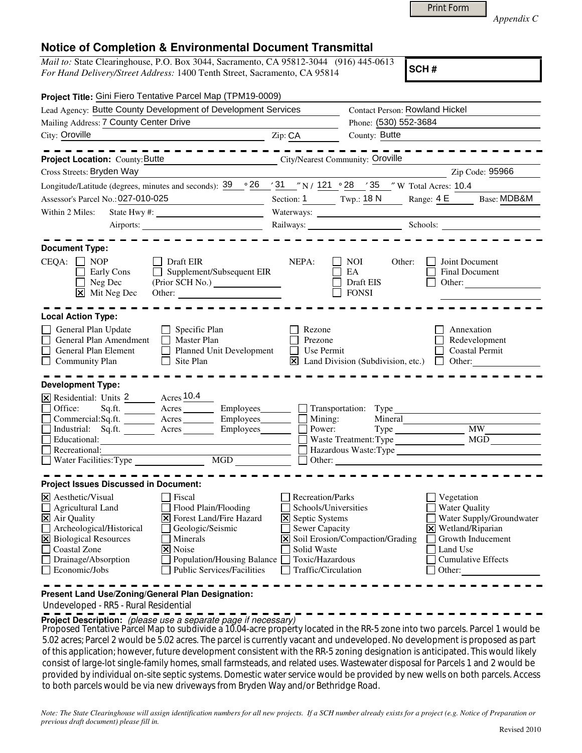Print Form

*Appendix C*

# Notice of Completion & Environmental Document Transmittal

*Mail to:* State Clearinghouse, P.O. Box 3044, Sacramento, CA 95812-3044 (916) 445-0613
*For Hand Delivery/Street Address:* 1400 Tenth Street, Sacramento, CA 95814

**SCH #**

**Project Title:** Gini Fiero Tentative Parcel Map (TPM19-0009)

Lead Agency: Butte County Development of Development Services
Contact Person: Rowland Hickel
Mailing Address: 7 County Center Drive
Phone: (530) 552-3684
City: Oroville
Zip: CA
County: Butte

---

**Project Location:** County: Butte
City/Nearest Community: Oroville
Cross Streets: Bryden Way
Zip Code: 95966
Longitude/Latitude (degrees, minutes and seconds): 39 ° 26 ′ 31 ″ N / 121 ° 28 ′ 35 ″ W Total Acres: 10.4
Assessor's Parcel No.: 027-010-025
Section: 1 Twp.: 18 N Range: 4 E Base: MDB&M
Within 2 Miles: State Hwy #: Waterways:
Airports: Railways: Schools:

---

**Document Type:**

CEQA:
- ☐ NOP
- ☐ Early Cons
- ☐ Neg Dec
- ☒ Mit Neg Dec
- ☐ Draft EIR
- ☐ Supplement/Subsequent EIR (Prior SCH No.)
- Other:

NEPA:
- ☐ NOI
- ☐ EA
- ☐ Draft EIS
- ☐ FONSI

Other:
- ☐ Joint Document
- ☐ Final Document
- ☐ Other:

---

**Local Action Type:**

- ☐ General Plan Update
- ☐ General Plan Amendment
- ☐ General Plan Element
- ☐ Community Plan
- ☐ Specific Plan
- ☐ Master Plan
- ☐ Planned Unit Development
- ☐ Site Plan
- ☐ Rezone
- ☐ Prezone
- ☐ Use Permit
- ☒ Land Division (Subdivision, etc.)
- ☐ Annexation
- ☐ Redevelopment
- ☐ Coastal Permit
- ☐ Other:

---

**Development Type:**

- ☒ Residential: Units 2 Acres 10.4
- ☐ Office: Sq.ft. Acres Employees
- ☐ Commercial: Sq.ft. Acres Employees
- ☐ Industrial: Sq.ft. Acres Employees
- ☐ Educational:
- ☐ Recreational:
- ☐ Water Facilities: Type MGD
- ☐ Transportation: Type
- ☐ Mining: Mineral
- ☐ Power: Type MW
- ☐ Waste Treatment: Type MGD
- ☐ Hazardous Waste: Type
- ☐ Other:

---

**Project Issues Discussed in Document:**

- ☒ Aesthetic/Visual
- ☐ Agricultural Land
- ☒ Air Quality
- ☐ Archeological/Historical
- ☒ Biological Resources
- ☐ Coastal Zone
- ☐ Drainage/Absorption
- ☐ Economic/Jobs
- ☐ Fiscal
- ☐ Flood Plain/Flooding
- ☒ Forest Land/Fire Hazard
- ☐ Geologic/Seismic
- ☐ Minerals
- ☒ Noise
- ☐ Population/Housing Balance
- ☐ Public Services/Facilities
- ☐ Recreation/Parks
- ☐ Schools/Universities
- ☒ Septic Systems
- ☐ Sewer Capacity
- ☒ Soil Erosion/Compaction/Grading
- ☐ Solid Waste
- ☐ Toxic/Hazardous
- ☐ Traffic/Circulation
- ☐ Vegetation
- ☐ Water Quality
- ☐ Water Supply/Groundwater
- ☒ Wetland/Riparian
- ☐ Growth Inducement
- ☐ Land Use
- ☐ Cumulative Effects
- ☐ Other:

---

**Present Land Use/Zoning/General Plan Designation:**
Undeveloped - RR5 - Rural Residential

**Project Description:** *(please use a separate page if necessary)*
Proposed Tentative Parcel Map to subdivide a 10.04-acre property located in the RR-5 zone into two parcels. Parcel 1 would be 5.02 acres; Parcel 2 would be 5.02 acres. The parcel is currently vacant and undeveloped. No development is proposed as part of this application; however, future development consistent with the RR-5 zoning designation is anticipated. This would likely consist of large-lot single-family homes, small farmsteads, and related uses. Wastewater disposal for Parcels 1 and 2 would be provided by individual on-site septic systems. Domestic water service would be provided by new wells on both parcels. Access to both parcels would be via new driveways from Bryden Way and/or Bethridge Road.

*Note: The State Clearinghouse will assign identification numbers for all new projects. If a SCH number already exists for a project (e.g. Notice of Preparation or previous draft document) please fill in.*

Revised 2010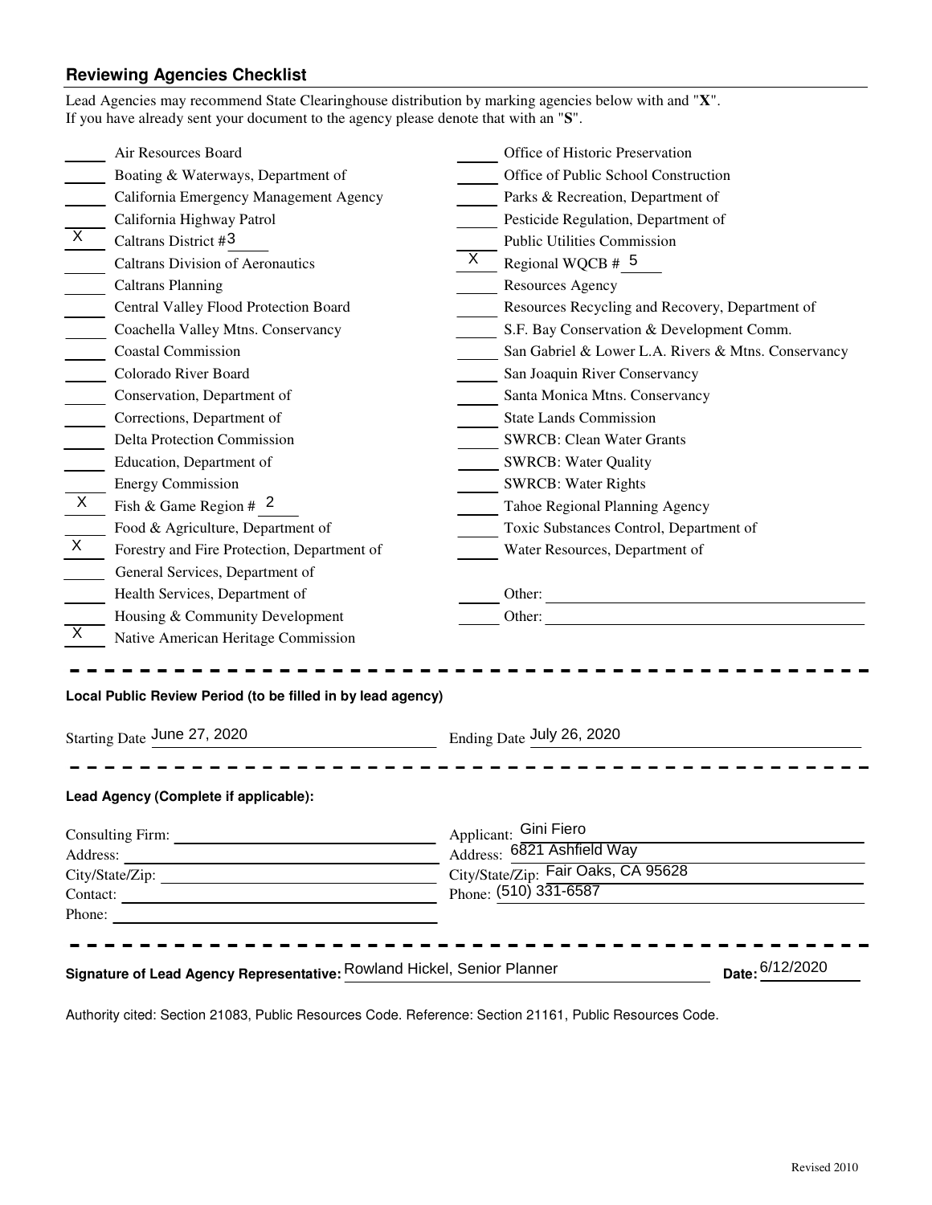## Reviewing Agencies Checklist

Lead Agencies may recommend State Clearinghouse distribution by marking agencies below with and "**X**".
If you have already sent your document to the agency please denote that with an "**S**".

| | | | |
|---|---|---|---|
| | Air Resources Board | | Office of Historic Preservation |
| | Boating & Waterways, Department of | | Office of Public School Construction |
| | California Emergency Management Agency | | Parks & Recreation, Department of |
| | California Highway Patrol | | Pesticide Regulation, Department of |
| X | Caltrans District # 3 | | Public Utilities Commission |
| | Caltrans Division of Aeronautics | X | Regional WQCB # 5 |
| | Caltrans Planning | | Resources Agency |
| | Central Valley Flood Protection Board | | Resources Recycling and Recovery, Department of |
| | Coachella Valley Mtns. Conservancy | | S.F. Bay Conservation & Development Comm. |
| | Coastal Commission | | San Gabriel & Lower L.A. Rivers & Mtns. Conservancy |
| | Colorado River Board | | San Joaquin River Conservancy |
| | Conservation, Department of | | Santa Monica Mtns. Conservancy |
| | Corrections, Department of | | State Lands Commission |
| | Delta Protection Commission | | SWRCB: Clean Water Grants |
| | Education, Department of | | SWRCB: Water Quality |
| | Energy Commission | | SWRCB: Water Rights |
| X | Fish & Game Region # 2 | | Tahoe Regional Planning Agency |
| | Food & Agriculture, Department of | | Toxic Substances Control, Department of |
| X | Forestry and Fire Protection, Department of | | Water Resources, Department of |
| | General Services, Department of | | |
| | Health Services, Department of | | Other: |
| | Housing & Community Development | | Other: |
| X | Native American Heritage Commission | | |

---

**Local Public Review Period (to be filled in by lead agency)**

Starting Date June 27, 2020 Ending Date July 26, 2020

---

**Lead Agency (Complete if applicable):**

Consulting Firm:
Address:
City/State/Zip:
Contact:
Phone:

Applicant: Gini Fiero
Address: 6821 Ashfield Way
City/State/Zip: Fair Oaks, CA 95628
Phone: (510) 331-6587

---

**Signature of Lead Agency Representative:** Rowland Hickel, Senior Planner **Date:** 6/12/2020

Authority cited: Section 21083, Public Resources Code. Reference: Section 21161, Public Resources Code.

Revised 2010